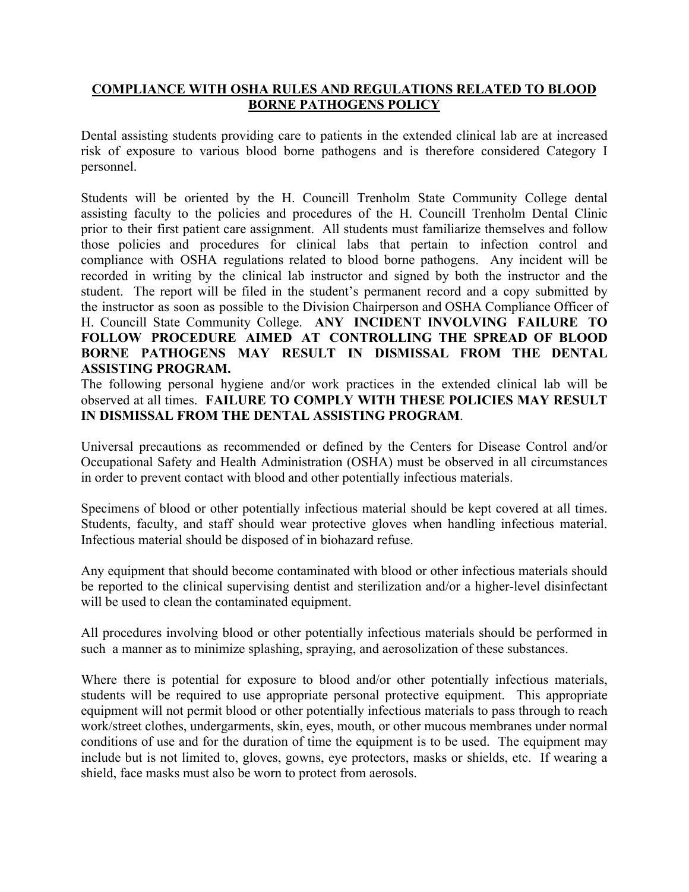## **COMPLIANCE WITH OSHA RULES AND REGULATIONS RELATED TO BLOOD BORNE PATHOGENS POLICY**

Dental assisting students providing care to patients in the extended clinical lab are at increased risk of exposure to various blood borne pathogens and is therefore considered Category I personnel.

Students will be oriented by the H. Councill Trenholm State Community College dental assisting faculty to the policies and procedures of the H. Councill Trenholm Dental Clinic prior to their first patient care assignment. All students must familiarize themselves and follow those policies and procedures for clinical labs that pertain to infection control and compliance with OSHA regulations related to blood borne pathogens. Any incident will be recorded in writing by the clinical lab instructor and signed by both the instructor and the student. The report will be filed in the student's permanent record and a copy submitted by the instructor as soon as possible to the Division Chairperson and OSHA Compliance Officer of H. Councill State Community College. **ANY INCIDENT INVOLVING FAILURE TO FOLLOW PROCEDURE AIMED AT CONTROLLING THE SPREAD OF BLOOD BORNE PATHOGENS MAY RESULT IN DISMISSAL FROM THE DENTAL ASSISTING PROGRAM.**

The following personal hygiene and/or work practices in the extended clinical lab will be observed at all times. **FAILURE TO COMPLY WITH THESE POLICIES MAY RESULT IN DISMISSAL FROM THE DENTAL ASSISTING PROGRAM**.

Universal precautions as recommended or defined by the Centers for Disease Control and/or Occupational Safety and Health Administration (OSHA) must be observed in all circumstances in order to prevent contact with blood and other potentially infectious materials.

Specimens of blood or other potentially infectious material should be kept covered at all times. Students, faculty, and staff should wear protective gloves when handling infectious material. Infectious material should be disposed of in biohazard refuse.

Any equipment that should become contaminated with blood or other infectious materials should be reported to the clinical supervising dentist and sterilization and/or a higher-level disinfectant will be used to clean the contaminated equipment.

All procedures involving blood or other potentially infectious materials should be performed in such a manner as to minimize splashing, spraying, and aerosolization of these substances.

Where there is potential for exposure to blood and/or other potentially infectious materials, students will be required to use appropriate personal protective equipment. This appropriate equipment will not permit blood or other potentially infectious materials to pass through to reach work/street clothes, undergarments, skin, eyes, mouth, or other mucous membranes under normal conditions of use and for the duration of time the equipment is to be used. The equipment may include but is not limited to, gloves, gowns, eye protectors, masks or shields, etc. If wearing a shield, face masks must also be worn to protect from aerosols.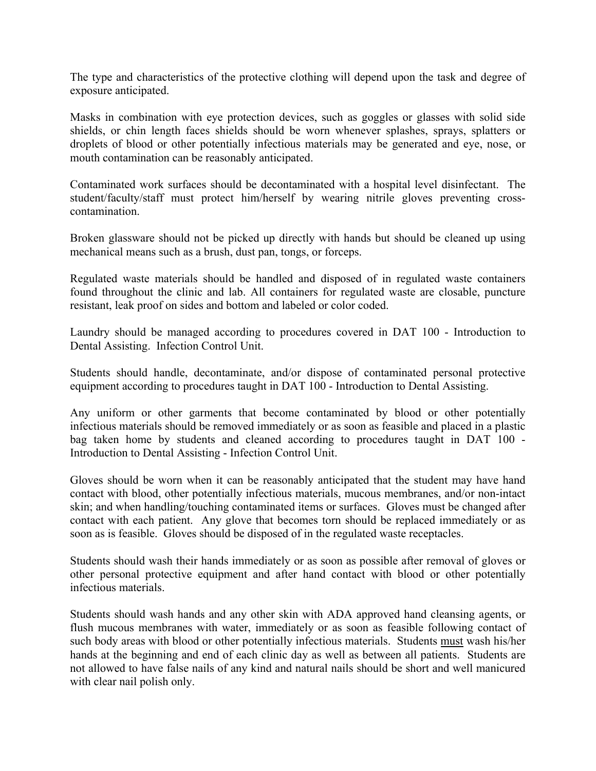The type and characteristics of the protective clothing will depend upon the task and degree of exposure anticipated.

Masks in combination with eye protection devices, such as goggles or glasses with solid side shields, or chin length faces shields should be worn whenever splashes, sprays, splatters or droplets of blood or other potentially infectious materials may be generated and eye, nose, or mouth contamination can be reasonably anticipated.

Contaminated work surfaces should be decontaminated with a hospital level disinfectant. The student/faculty/staff must protect him/herself by wearing nitrile gloves preventing cross-contamination.

Broken glassware should not be picked up directly with hands but should be cleaned up using mechanical means such as a brush, dust pan, tongs, or forceps.

Regulated waste materials should be handled and disposed of in regulated waste containers found throughout the clinic and lab. All containers for regulated waste are closable, puncture resistant, leak proof on sides and bottom and labeled or color coded.

Laundry should be managed according to procedures covered in DAT 100 - Introduction to Dental Assisting. Infection Control Unit.

Students should handle, decontaminate, and/or dispose of contaminated personal protective equipment according to procedures taught in DAT 100 - Introduction to Dental Assisting.

Any uniform or other garments that become contaminated by blood or other potentially infectious materials should be removed immediately or as soon as feasible and placed in a plastic bag taken home by students and cleaned according to procedures taught in DAT 100 - Introduction to Dental Assisting - Infection Control Unit.

Gloves should be worn when it can be reasonably anticipated that the student may have hand contact with blood, other potentially infectious materials, mucous membranes, and/or non-intact skin; and when handling/touching contaminated items or surfaces. Gloves must be changed after contact with each patient. Any glove that becomes torn should be replaced immediately or as soon as is feasible. Gloves should be disposed of in the regulated waste receptacles.

Students should wash their hands immediately or as soon as possible after removal of gloves or other personal protective equipment and after hand contact with blood or other potentially infectious materials.

Students should wash hands and any other skin with ADA approved hand cleansing agents, or flush mucous membranes with water, immediately or as soon as feasible following contact of such body areas with blood or other potentially infectious materials. Students <u>must</u> wash his/her hands at the beginning and end of each clinic day as well as between all patients. Students are not allowed to have false nails of any kind and natural nails should be short and well manicured with clear nail polish only.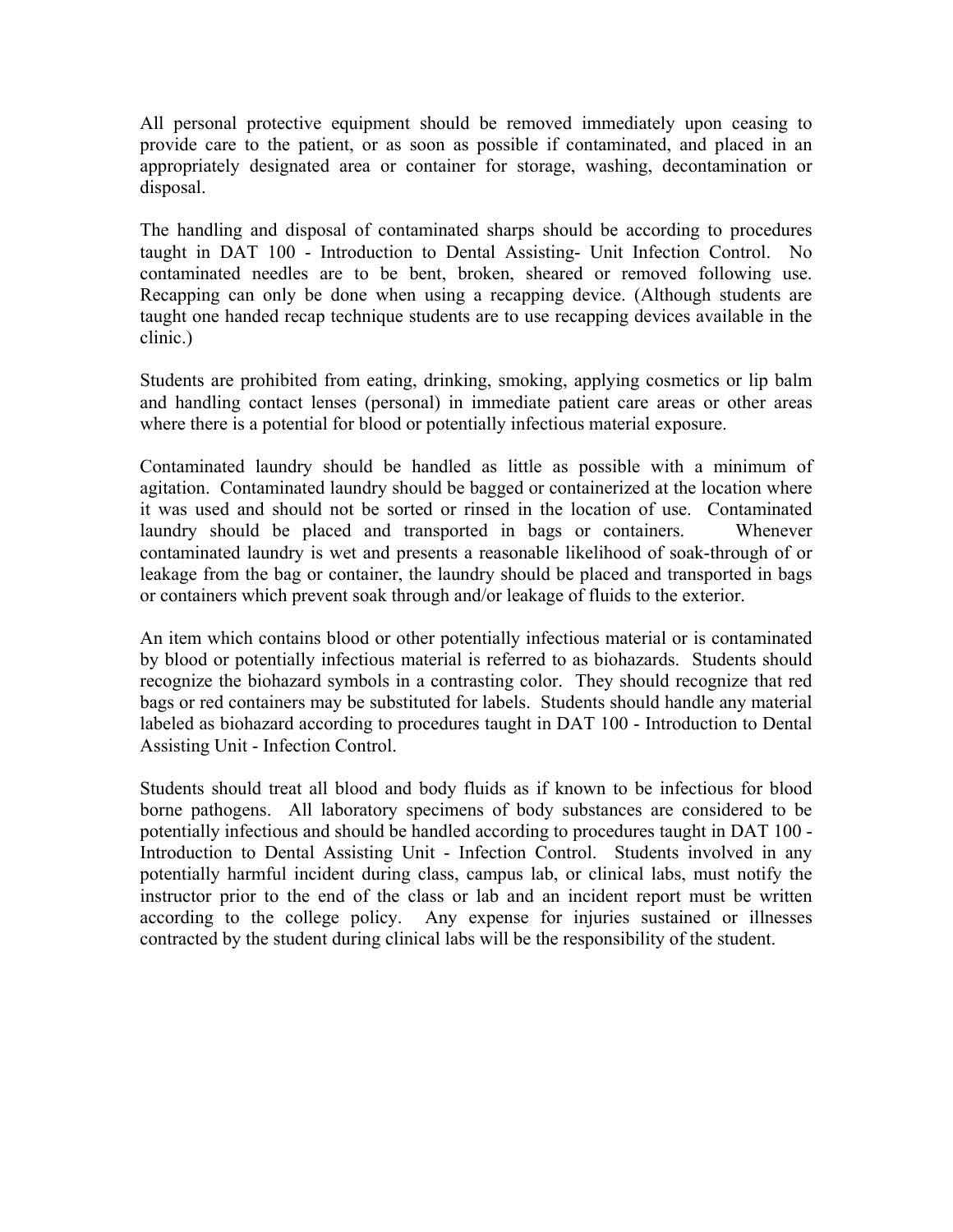All personal protective equipment should be removed immediately upon ceasing to provide care to the patient, or as soon as possible if contaminated, and placed in an appropriately designated area or container for storage, washing, decontamination or disposal.

The handling and disposal of contaminated sharps should be according to procedures taught in DAT 100 - Introduction to Dental Assisting- Unit Infection Control. No contaminated needles are to be bent, broken, sheared or removed following use. Recapping can only be done when using a recapping device. (Although students are taught one handed recap technique students are to use recapping devices available in the clinic.)

Students are prohibited from eating, drinking, smoking, applying cosmetics or lip balm and handling contact lenses (personal) in immediate patient care areas or other areas where there is a potential for blood or potentially infectious material exposure.

Contaminated laundry should be handled as little as possible with a minimum of agitation. Contaminated laundry should be bagged or containerized at the location where it was used and should not be sorted or rinsed in the location of use. Contaminated laundry should be placed and transported in bags or containers. Whenever contaminated laundry is wet and presents a reasonable likelihood of soak-through of or leakage from the bag or container, the laundry should be placed and transported in bags or containers which prevent soak through and/or leakage of fluids to the exterior.

An item which contains blood or other potentially infectious material or is contaminated by blood or potentially infectious material is referred to as biohazards. Students should recognize the biohazard symbols in a contrasting color. They should recognize that red bags or red containers may be substituted for labels. Students should handle any material labeled as biohazard according to procedures taught in DAT 100 - Introduction to Dental Assisting Unit - Infection Control.

Students should treat all blood and body fluids as if known to be infectious for blood borne pathogens. All laboratory specimens of body substances are considered to be potentially infectious and should be handled according to procedures taught in DAT 100 - Introduction to Dental Assisting Unit - Infection Control. Students involved in any potentially harmful incident during class, campus lab, or clinical labs, must notify the instructor prior to the end of the class or lab and an incident report must be written according to the college policy. Any expense for injuries sustained or illnesses contracted by the student during clinical labs will be the responsibility of the student.